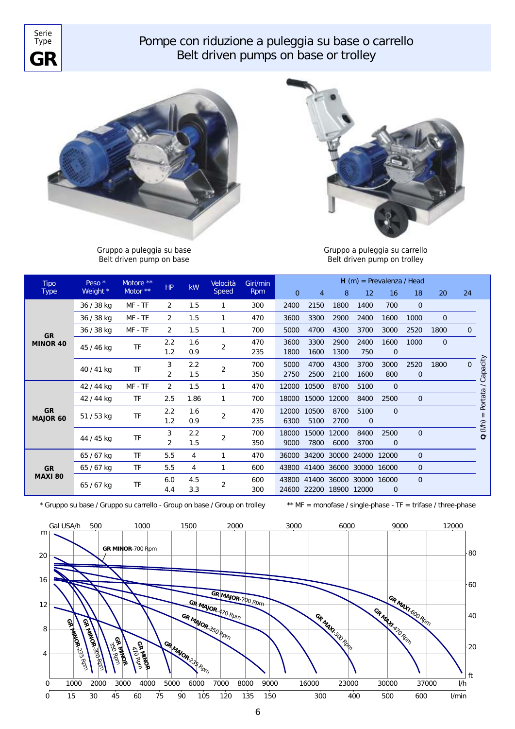Serie
Type
# GR

# Pompe con riduzione a puleggia su base o carrello
# Belt driven pumps on base or trolley

Gruppo a puleggia su base
Belt driven pump on base

Gruppo a puleggia su carrello
Belt driven pump on trolley

| Tipo Type | Peso * Weight * | Motore ** Motor ** | HP | kW | Velocità Speed | Giri/min Rpm | H (m) = Prevalenza / Head | | | | | | | |
|---|---|---|---|---|---|---|---|---|---|---|---|---|---|---|
| | | | | | | | 0 | 4 | 8 | 12 | 16 | 18 | 20 | 24 |
| **GR MINOR 40** | 36 / 38 kg | MF - TF | 2 | 1.5 | 1 | 300 | 2400 | 2150 | 1800 | 1400 | 700 | 0 | | |
| | 36 / 38 kg | MF - TF | 2 | 1.5 | 1 | 470 | 3600 | 3300 | 2900 | 2400 | 1600 | 1000 | 0 | |
| | 36 / 38 kg | MF - TF | 2 | 1.5 | 1 | 700 | 5000 | 4700 | 4300 | 3700 | 3000 | 2520 | 1800 | 0 |
| | 45 / 46 kg | TF | 2.2 | 1.6 | 2 | 470 | 3600 | 3300 | 2900 | 2400 | 1600 | 1000 | 0 | |
| | | | 1.2 | 0.9 | | 235 | 1800 | 1600 | 1300 | 750 | 0 | | | |
| | 40 / 41 kg | TF | 3 | 2.2 | 2 | 700 | 5000 | 4700 | 4300 | 3700 | 3000 | 2520 | 1800 | 0 |
| | | | 2 | 1.5 | | 350 | 2750 | 2500 | 2100 | 1600 | 800 | 0 | | |
| **GR MAJOR 60** | 42 / 44 kg | MF - TF | 2 | 1.5 | 1 | 470 | 12000 | 10500 | 8700 | 5100 | 0 | | | |
| | 42 / 44 kg | TF | 2.5 | 1.86 | 1 | 700 | 18000 | 15000 | 12000 | 8400 | 2500 | 0 | | |
| | 51 / 53 kg | TF | 2.2 | 1.6 | 2 | 470 | 12000 | 10500 | 8700 | 5100 | 0 | | | |
| | | | 1.2 | 0.9 | | 235 | 6300 | 5100 | 2700 | 0 | | | | |
| | 44 / 45 kg | TF | 3 | 2.2 | 2 | 700 | 18000 | 15000 | 12000 | 8400 | 2500 | 0 | | |
| | | | 2 | 1.5 | | 350 | 9000 | 7800 | 6000 | 3700 | 0 | | | |
| **GR MAXI 80** | 65 / 67 kg | TF | 5.5 | 4 | 1 | 470 | 36000 | 34200 | 30000 | 24000 | 12000 | 0 | | |
| | 65 / 67 kg | TF | 5.5 | 4 | 1 | 600 | 43800 | 41400 | 36000 | 30000 | 16000 | 0 | | |
| | 65 / 67 kg | TF | 6.0 | 4.5 | 2 | 600 | 43800 | 41400 | 36000 | 30000 | 16000 | 0 | | |
| | | | 4.4 | 3.3 | | 300 | 24600 | 22200 | 18900 | 12000 | 0 | | | |

Q (l/h) = Portata / Capacity

\* Gruppo su base / Gruppo su carrello - Group on base / Group on trolley

\*\* MF = monofase / single-phase - TF = trifase / three-phase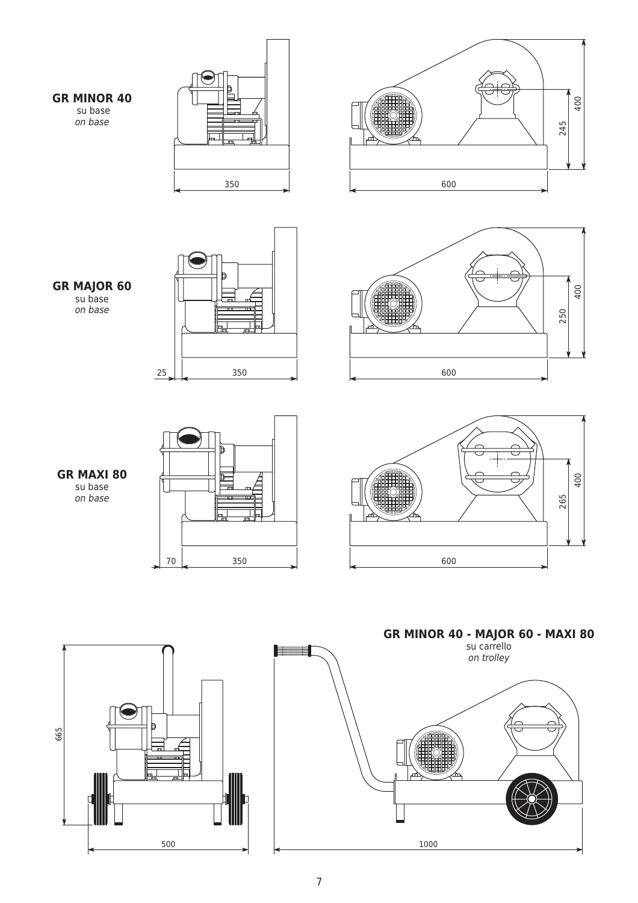**GR MINOR 40**
su base
*on base*

350

600

245

400

**GR MAJOR 60**
su base
*on base*

25

350

600

250

400

**GR MAXI 80**
su base
*on base*

70

350

600

265

400

**GR MINOR 40 - MAJOR 60 - MAXI 80**
su carrello
*on trolley*

665

500

1000